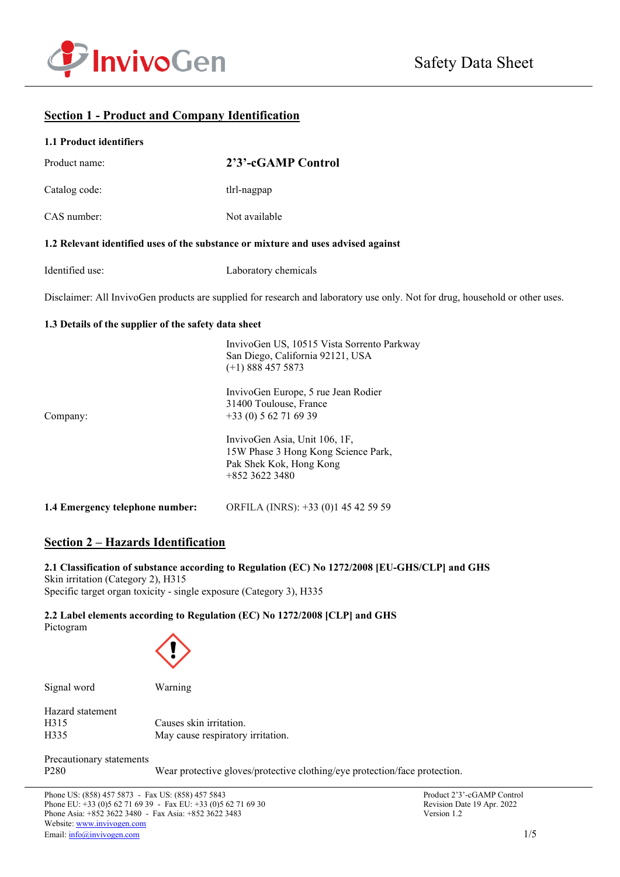# Safety Data Sheet

## Section 1 - Product and Company Identification

### 1.1 Product identifiers

| | |
|---|---|
| Product name: | **2'3'-cGAMP Control** |
| Catalog code: | tlrl-nagpap |
| CAS number: | Not available |

### 1.2 Relevant identified uses of the substance or mixture and uses advised against

Identified use: Laboratory chemicals

Disclaimer: All InvivoGen products are supplied for research and laboratory use only. Not for drug, household or other uses.

### 1.3 Details of the supplier of the safety data sheet

Company:

InvivoGen US, 10515 Vista Sorrento Parkway
San Diego, California 92121, USA
(+1) 888 457 5873

InvivoGen Europe, 5 rue Jean Rodier
31400 Toulouse, France
+33 (0) 5 62 71 69 39

InvivoGen Asia, Unit 106, 1F,
15W Phase 3 Hong Kong Science Park,
Pak Shek Kok, Hong Kong
+852 3622 3480

**1.4 Emergency telephone number:** ORFILA (INRS): +33 (0)1 45 42 59 59

## Section 2 – Hazards Identification

**2.1 Classification of substance according to Regulation (EC) No 1272/2008 [EU-GHS/CLP] and GHS**
Skin irritation (Category 2), H315
Specific target organ toxicity - single exposure (Category 3), H335

**2.2 Label elements according to Regulation (EC) No 1272/2008 [CLP] and GHS**
Pictogram

Signal word: Warning

Hazard statement

| | |
|---|---|
| H315 | Causes skin irritation. |
| H335 | May cause respiratory irritation. |

Precautionary statements

| | |
|---|---|
| P280 | Wear protective gloves/protective clothing/eye protection/face protection. |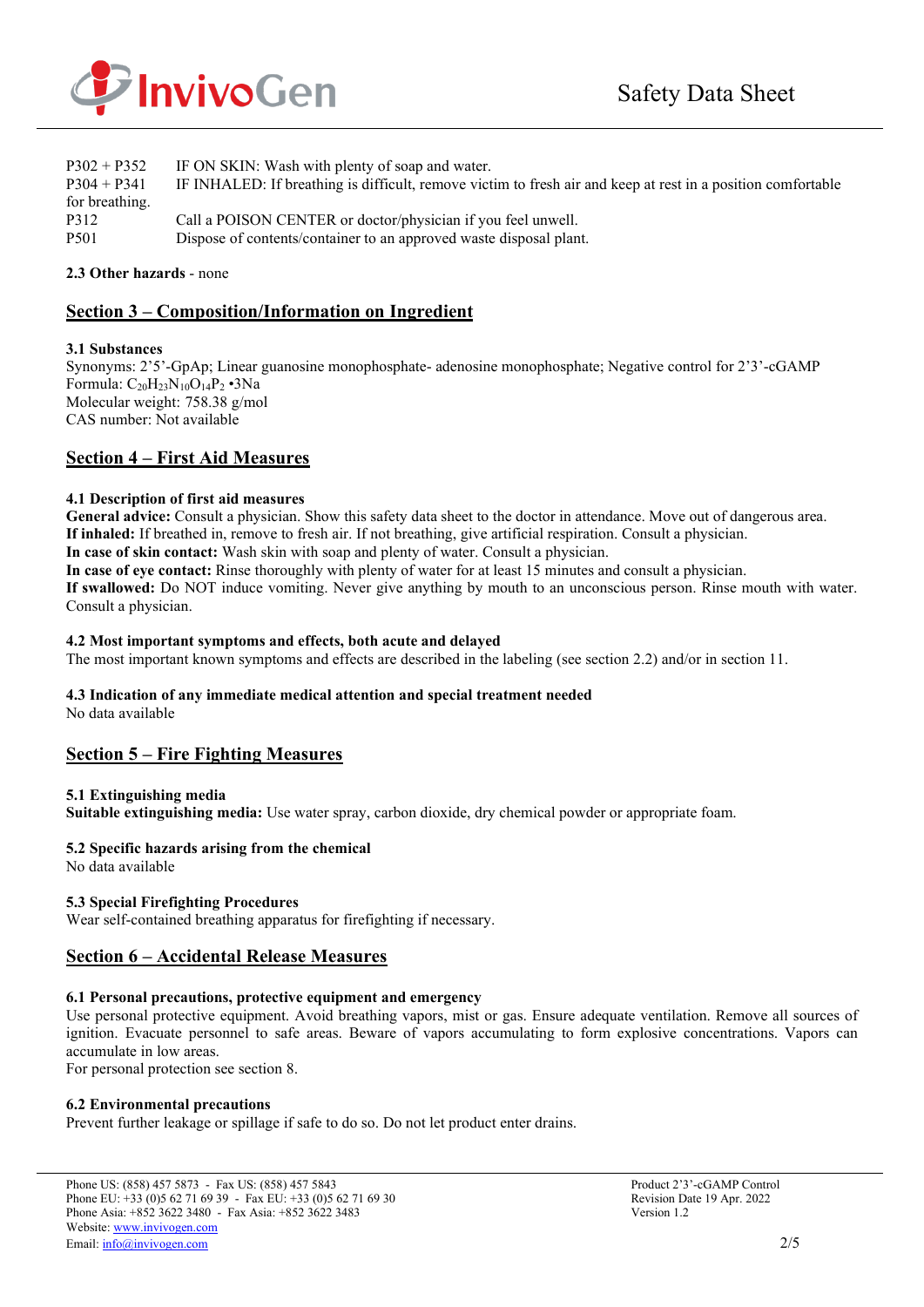P302 + P352 IF ON SKIN: Wash with plenty of soap and water.

P304 + P341 IF INHALED: If breathing is difficult, remove victim to fresh air and keep at rest in a position comfortable for breathing.

P312 Call a POISON CENTER or doctor/physician if you feel unwell.

P501 Dispose of contents/container to an approved waste disposal plant.

**2.3 Other hazards** - none

## Section 3 – Composition/Information on Ingredient

**3.1 Substances**

Synonyms: 2'5'-GpAp; Linear guanosine monophosphate- adenosine monophosphate; Negative control for 2'3'-cGAMP

Formula: $C_{20}H_{23}N_{10}O_{14}P_2$ •3Na

Molecular weight: 758.38 g/mol

CAS number: Not available

## Section 4 – First Aid Measures

**4.1 Description of first aid measures**

**General advice:** Consult a physician. Show this safety data sheet to the doctor in attendance. Move out of dangerous area.

**If inhaled:** If breathed in, remove to fresh air. If not breathing, give artificial respiration. Consult a physician.

**In case of skin contact:** Wash skin with soap and plenty of water. Consult a physician.

**In case of eye contact:** Rinse thoroughly with plenty of water for at least 15 minutes and consult a physician.

**If swallowed:** Do NOT induce vomiting. Never give anything by mouth to an unconscious person. Rinse mouth with water. Consult a physician.

**4.2 Most important symptoms and effects, both acute and delayed**

The most important known symptoms and effects are described in the labeling (see section 2.2) and/or in section 11.

**4.3 Indication of any immediate medical attention and special treatment needed**

No data available

## Section 5 – Fire Fighting Measures

**5.1 Extinguishing media**

**Suitable extinguishing media:** Use water spray, carbon dioxide, dry chemical powder or appropriate foam.

**5.2 Specific hazards arising from the chemical**

No data available

**5.3 Special Firefighting Procedures**

Wear self-contained breathing apparatus for firefighting if necessary.

## Section 6 – Accidental Release Measures

**6.1 Personal precautions, protective equipment and emergency**

Use personal protective equipment. Avoid breathing vapors, mist or gas. Ensure adequate ventilation. Remove all sources of ignition. Evacuate personnel to safe areas. Beware of vapors accumulating to form explosive concentrations. Vapors can accumulate in low areas.

For personal protection see section 8.

**6.2 Environmental precautions**

Prevent further leakage or spillage if safe to do so. Do not let product enter drains.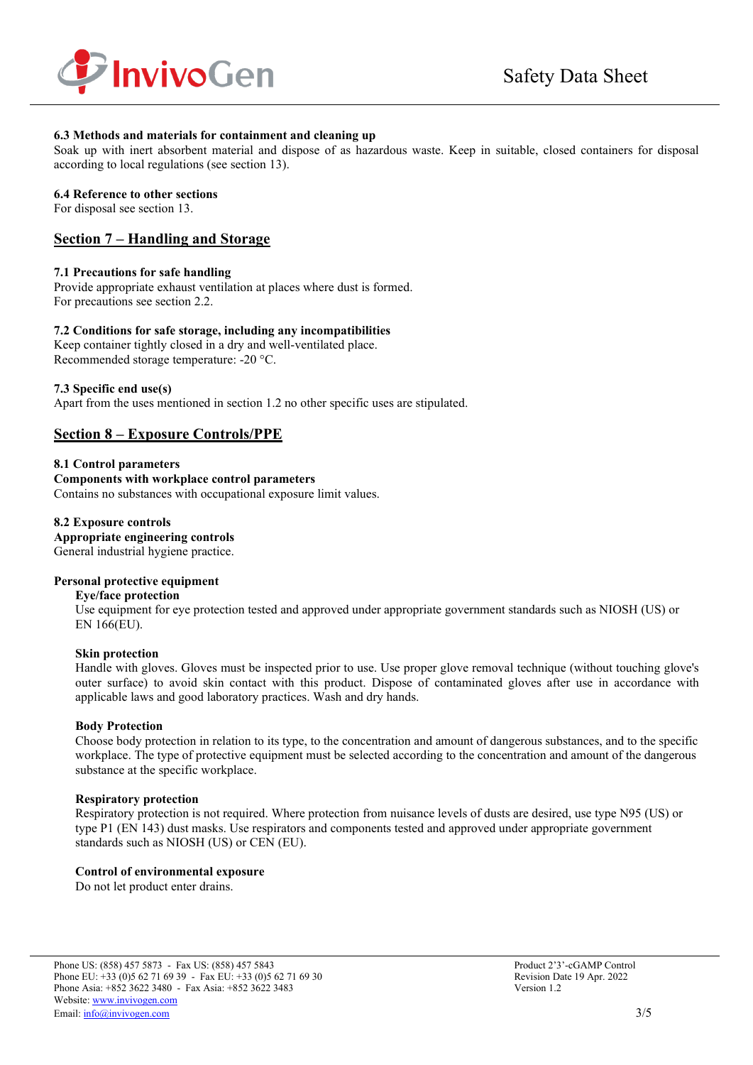### 6.3 Methods and materials for containment and cleaning up

Soak up with inert absorbent material and dispose of as hazardous waste. Keep in suitable, closed containers for disposal according to local regulations (see section 13).

### 6.4 Reference to other sections

For disposal see section 13.

## Section 7 – Handling and Storage

### 7.1 Precautions for safe handling

Provide appropriate exhaust ventilation at places where dust is formed.
For precautions see section 2.2.

### 7.2 Conditions for safe storage, including any incompatibilities

Keep container tightly closed in a dry and well-ventilated place.
Recommended storage temperature: -20 °C.

### 7.3 Specific end use(s)

Apart from the uses mentioned in section 1.2 no other specific uses are stipulated.

## Section 8 – Exposure Controls/PPE

### 8.1 Control parameters

**Components with workplace control parameters**

Contains no substances with occupational exposure limit values.

### 8.2 Exposure controls

**Appropriate engineering controls**

General industrial hygiene practice.

**Personal protective equipment**

**Eye/face protection**

Use equipment for eye protection tested and approved under appropriate government standards such as NIOSH (US) or EN 166(EU).

**Skin protection**

Handle with gloves. Gloves must be inspected prior to use. Use proper glove removal technique (without touching glove's outer surface) to avoid skin contact with this product. Dispose of contaminated gloves after use in accordance with applicable laws and good laboratory practices. Wash and dry hands.

**Body Protection**

Choose body protection in relation to its type, to the concentration and amount of dangerous substances, and to the specific workplace. The type of protective equipment must be selected according to the concentration and amount of the dangerous substance at the specific workplace.

**Respiratory protection**

Respiratory protection is not required. Where protection from nuisance levels of dusts are desired, use type N95 (US) or type P1 (EN 143) dust masks. Use respirators and components tested and approved under appropriate government standards such as NIOSH (US) or CEN (EU).

**Control of environmental exposure**

Do not let product enter drains.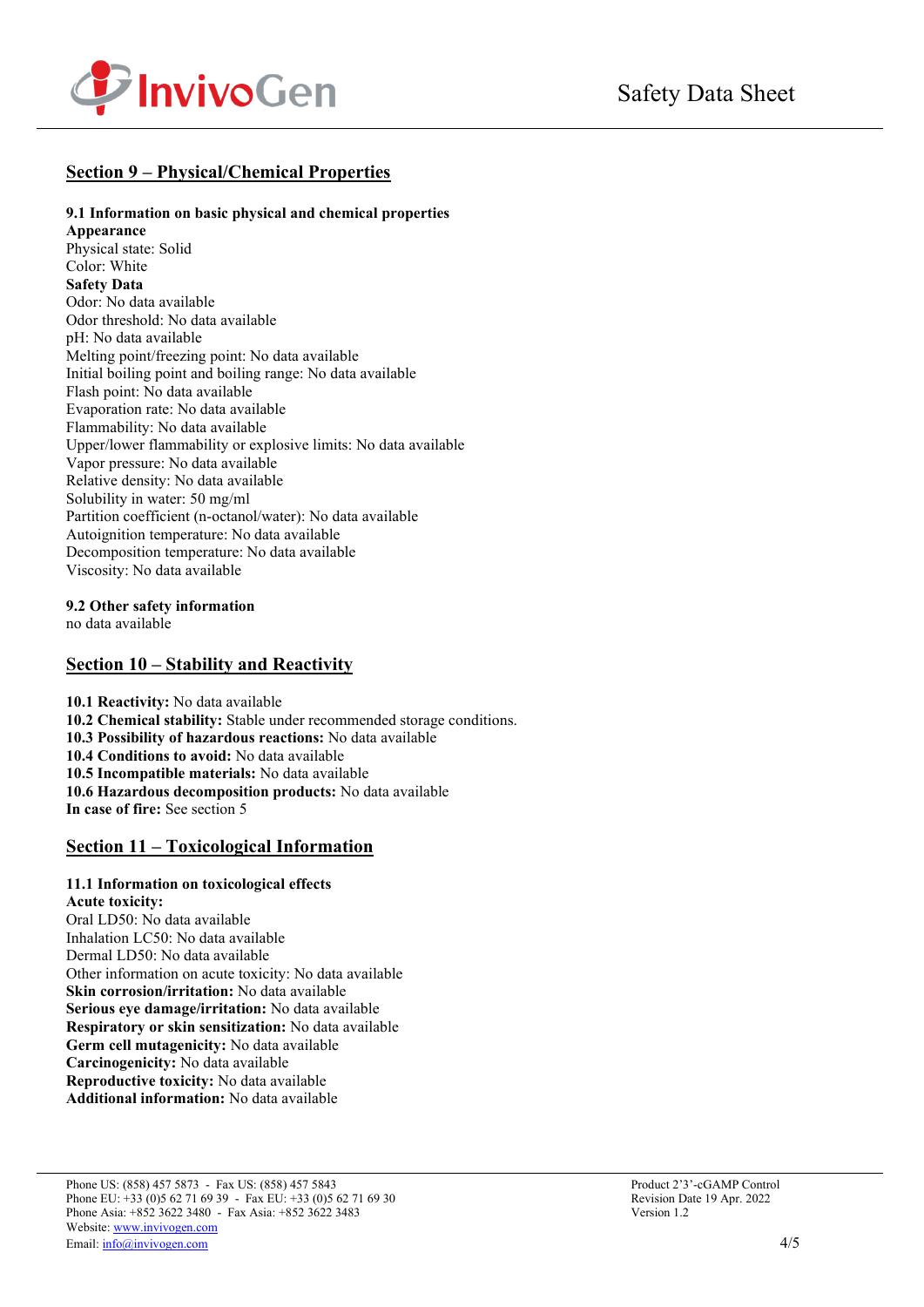## Section 9 – Physical/Chemical Properties

**9.1 Information on basic physical and chemical properties**

**Appearance**

Physical state: Solid

Color: White

**Safety Data**

Odor: No data available

Odor threshold: No data available

pH: No data available

Melting point/freezing point: No data available

Initial boiling point and boiling range: No data available

Flash point: No data available

Evaporation rate: No data available

Flammability: No data available

Upper/lower flammability or explosive limits: No data available

Vapor pressure: No data available

Relative density: No data available

Solubility in water: 50 mg/ml

Partition coefficient (n-octanol/water): No data available

Autoignition temperature: No data available

Decomposition temperature: No data available

Viscosity: No data available

**9.2 Other safety information**

no data available

## Section 10 – Stability and Reactivity

**10.1 Reactivity:** No data available

**10.2 Chemical stability:** Stable under recommended storage conditions.

**10.3 Possibility of hazardous reactions:** No data available

**10.4 Conditions to avoid:** No data available

**10.5 Incompatible materials:** No data available

**10.6 Hazardous decomposition products:** No data available

**In case of fire:** See section 5

## Section 11 – Toxicological Information

**11.1 Information on toxicological effects**

**Acute toxicity:**

Oral LD50: No data available

Inhalation LC50: No data available

Dermal LD50: No data available

Other information on acute toxicity: No data available

**Skin corrosion/irritation:** No data available

**Serious eye damage/irritation:** No data available

**Respiratory or skin sensitization:** No data available

**Germ cell mutagenicity:** No data available

**Carcinogenicity:** No data available

**Reproductive toxicity:** No data available

**Additional information:** No data available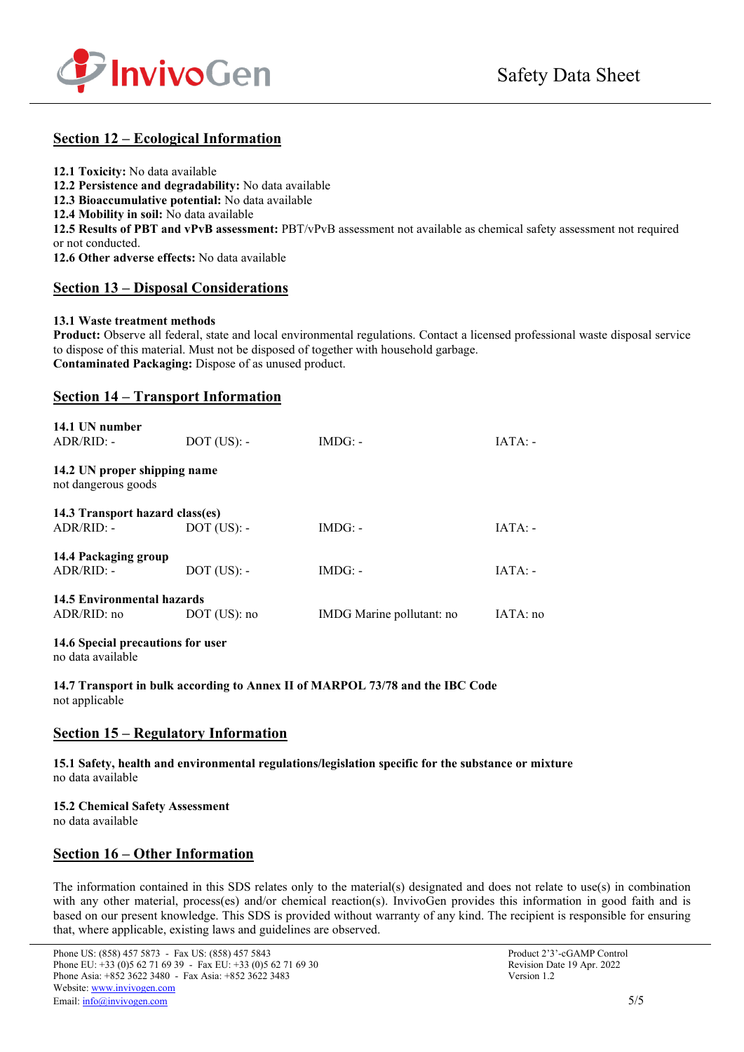## Section 12 – Ecological Information

**12.1 Toxicity:** No data available
**12.2 Persistence and degradability:** No data available
**12.3 Bioaccumulative potential:** No data available
**12.4 Mobility in soil:** No data available
**12.5 Results of PBT and vPvB assessment:** PBT/vPvB assessment not available as chemical safety assessment not required or not conducted.
**12.6 Other adverse effects:** No data available

## Section 13 – Disposal Considerations

**13.1 Waste treatment methods**
**Product:** Observe all federal, state and local environmental regulations. Contact a licensed professional waste disposal service to dispose of this material. Must not be disposed of together with household garbage.
**Contaminated Packaging:** Dispose of as unused product.

## Section 14 – Transport Information

**14.1 UN number**

| | | | |
|---|---|---|---|
| ADR/RID: - | DOT (US): - | IMDG: - | IATA: - |

**14.2 UN proper shipping name**
not dangerous goods

**14.3 Transport hazard class(es)**

| | | | |
|---|---|---|---|
| ADR/RID: - | DOT (US): - | IMDG: - | IATA: - |

**14.4 Packaging group**

| | | | |
|---|---|---|---|
| ADR/RID: - | DOT (US): - | IMDG: - | IATA: - |

**14.5 Environmental hazards**

| | | | |
|---|---|---|---|
| ADR/RID: no | DOT (US): no | IMDG Marine pollutant: no | IATA: no |

**14.6 Special precautions for user**
no data available

**14.7 Transport in bulk according to Annex II of MARPOL 73/78 and the IBC Code**
not applicable

## Section 15 – Regulatory Information

**15.1 Safety, health and environmental regulations/legislation specific for the substance or mixture**
no data available

**15.2 Chemical Safety Assessment**
no data available

## Section 16 – Other Information

The information contained in this SDS relates only to the material(s) designated and does not relate to use(s) in combination with any other material, process(es) and/or chemical reaction(s). InvivoGen provides this information in good faith and is based on our present knowledge. This SDS is provided without warranty of any kind. The recipient is responsible for ensuring that, where applicable, existing laws and guidelines are observed.